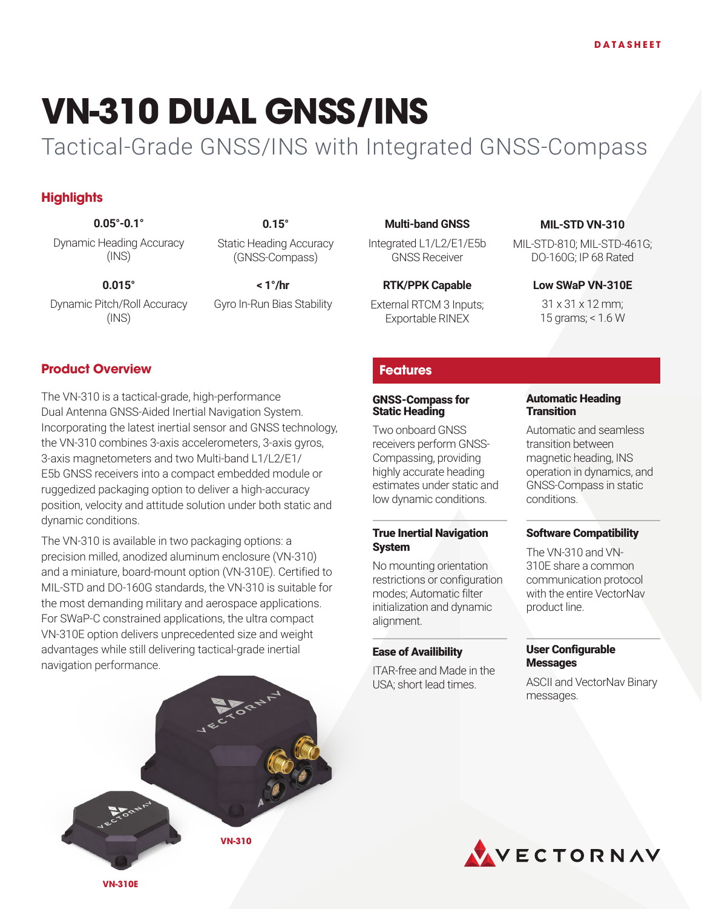DATASHEET

# VN-310 DUAL GNSS/INS

## Tactical-Grade GNSS/INS with Integrated GNSS-Compass

### Highlights

**0.05°-0.1°**
Dynamic Heading Accuracy (INS)

**0.15°**
Static Heading Accuracy (GNSS-Compass)

**Multi-band GNSS**
Integrated L1/L2/E1/E5b GNSS Receiver

**MIL-STD VN-310**
MIL-STD-810; MIL-STD-461G; DO-160G; IP 68 Rated

**0.015°**
Dynamic Pitch/Roll Accuracy (INS)

**< 1°/hr**
Gyro In-Run Bias Stability

**RTK/PPK Capable**
External RTCM 3 Inputs; Exportable RINEX

**Low SWaP VN-310E**
31 x 31 x 12 mm; 15 grams; < 1.6 W

### Product Overview

The VN-310 is a tactical-grade, high-performance Dual Antenna GNSS-Aided Inertial Navigation System. Incorporating the latest inertial sensor and GNSS technology, the VN-310 combines 3-axis accelerometers, 3-axis gyros, 3-axis magnetometers and two Multi-band L1/L2/E1/E5b GNSS receivers into a compact embedded module or ruggedized packaging option to deliver a high-accuracy position, velocity and attitude solution under both static and dynamic conditions.

The VN-310 is available in two packaging options: a precision milled, anodized aluminum enclosure (VN-310) and a miniature, board-mount option (VN-310E). Certified to MIL-STD and DO-160G standards, the VN-310 is suitable for the most demanding military and aerospace applications. For SWaP-C constrained applications, the ultra compact VN-310E option delivers unprecedented size and weight advantages while still delivering tactical-grade inertial navigation performance.

VN-310

VN-310E

### Features

**GNSS-Compass for Static Heading**

Two onboard GNSS receivers perform GNSS-Compassing, providing highly accurate heading estimates under static and low dynamic conditions.

**Automatic Heading Transition**

Automatic and seamless transition between magnetic heading, INS operation in dynamics, and GNSS-Compass in static conditions.

**True Inertial Navigation System**

No mounting orientation restrictions or configuration modes; Automatic filter initialization and dynamic alignment.

**Software Compatibility**

The VN-310 and VN-310E share a common communication protocol with the entire VectorNav product line.

**Ease of Availibility**

ITAR-free and Made in the USA; short lead times.

**User Configurable Messages**

ASCII and VectorNav Binary messages.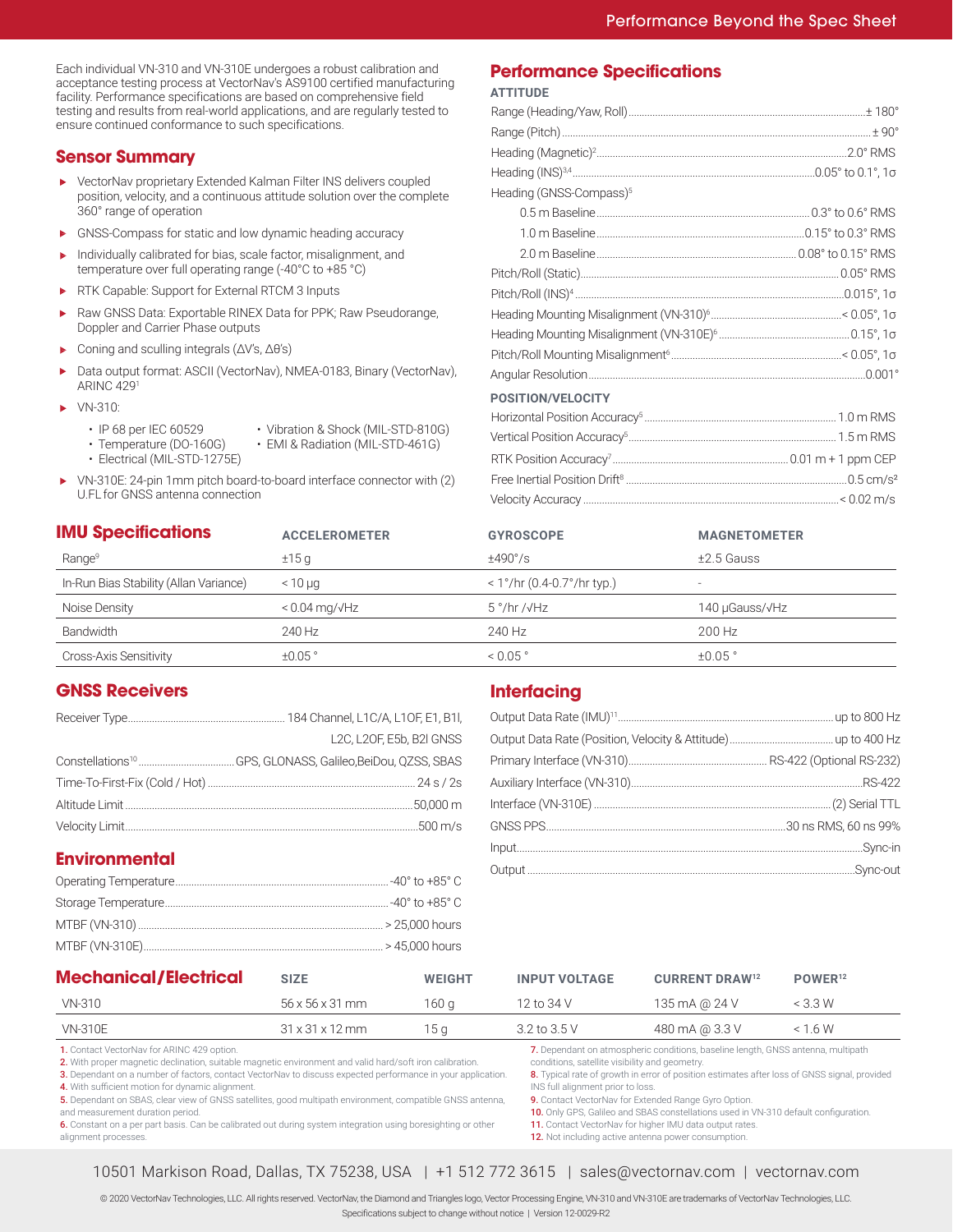Each individual VN-310 and VN-310E undergoes a robust calibration and acceptance testing process at VectorNav's AS9100 certified manufacturing facility. Performance specifications are based on comprehensive field testing and results from real-world applications, and are regularly tested to ensure continued conformance to such specifications.

## Sensor Summary

- VectorNav proprietary Extended Kalman Filter INS delivers coupled position, velocity, and a continuous attitude solution over the complete 360° range of operation
- GNSS-Compass for static and low dynamic heading accuracy
- Individually calibrated for bias, scale factor, misalignment, and temperature over full operating range (-40°C to +85 °C)
- RTK Capable: Support for External RTCM 3 Inputs
- Raw GNSS Data: Exportable RINEX Data for PPK; Raw Pseudorange, Doppler and Carrier Phase outputs
- Coning and sculling integrals (ΔV's, Δθ's)
- Data output format: ASCII (VectorNav), NMEA-0183, Binary (VectorNav), ARINC 429[1]
- VN-310:
  - IP 68 per IEC 60529
  - Temperature (DO-160G)
  - Electrical (MIL-STD-1275E)
  - Vibration & Shock (MIL-STD-810G)
  - EMI & Radiation (MIL-STD-461G)
- VN-310E: 24-pin 1mm pitch board-to-board interface connector with (2) U.FL for GNSS antenna connection

## Performance Specifications

### ATTITUDE

| | |
|---|---|
| Range (Heading/Yaw, Roll) | ± 180° |
| Range (Pitch) | ± 90° |
| Heading (Magnetic)[2] | 2.0° RMS |
| Heading (INS)[3,4] | 0.05° to 0.1°, 1σ |
| Heading (GNSS-Compass)[5] | |
| 0.5 m Baseline | 0.3° to 0.6° RMS |
| 1.0 m Baseline | 0.15° to 0.3° RMS |
| 2.0 m Baseline | 0.08° to 0.15° RMS |
| Pitch/Roll (Static) | 0.05° RMS |
| Pitch/Roll (INS)[4] | 0.015°, 1σ |
| Heading Mounting Misalignment (VN-310)[6] | < 0.05°, 1σ |
| Heading Mounting Misalignment (VN-310E)[6] | 0.15°, 1σ |
| Pitch/Roll Mounting Misalignment[6] | < 0.05°, 1σ |
| Angular Resolution | 0.001° |

### POSITION/VELOCITY

| | |
|---|---|
| Horizontal Position Accuracy[5] | 1.0 m RMS |
| Vertical Position Accuracy[5] | 1.5 m RMS |
| RTK Position Accuracy[7] | 0.01 m + 1 ppm CEP |
| Free Inertial Position Drift[8] | 0.5 cm/s² |
| Velocity Accuracy | < 0.02 m/s |

## IMU Specifications

| | ACCELEROMETER | GYROSCOPE | MAGNETOMETER |
|---|---|---|---|
| Range[9] | ±15 g | ±490°/s | ±2.5 Gauss |
| In-Run Bias Stability (Allan Variance) | < 10 μg | < 1°/hr (0.4-0.7°/hr typ.) | - |
| Noise Density | < 0.04 mg/√Hz | 5 °/hr /√Hz | 140 μGauss/√Hz |
| Bandwidth | 240 Hz | 240 Hz | 200 Hz |
| Cross-Axis Sensitivity | ±0.05 ° | < 0.05 ° | ±0.05 ° |

## GNSS Receivers

| | |
|---|---|
| Receiver Type | 184 Channel, L1C/A, L1OF, E1, B1I, L2C, L2OF, E5b, B2I GNSS |
| Constellations[10] | GPS, GLONASS, Galileo,BeiDou, QZSS, SBAS |
| Time-To-First-Fix (Cold / Hot) | 24 s / 2s |
| Altitude Limit | 50,000 m |
| Velocity Limit | 500 m/s |

## Environmental

| | |
|---|---|
| Operating Temperature | -40° to +85° C |
| Storage Temperature | -40° to +85° C |
| MTBF (VN-310) | > 25,000 hours |
| MTBF (VN-310E) | > 45,000 hours |

## Interfacing

| | |
|---|---|
| Output Data Rate (IMU)[11] | up to 800 Hz |
| Output Data Rate (Position, Velocity & Attitude) | up to 400 Hz |
| Primary Interface (VN-310) | RS-422 (Optional RS-232) |
| Auxiliary Interface (VN-310) | RS-422 |
| Interface (VN-310E) | (2) Serial TTL |
| GNSS PPS | 30 ns RMS, 60 ns 99% |
| Input | Sync-in |
| Output | Sync-out |

## Mechanical/Electrical

| | SIZE | WEIGHT | INPUT VOLTAGE | CURRENT DRAW[12] | POWER[12] |
|---|---|---|---|---|---|
| VN-310 | 56 x 56 x 31 mm | 160 g | 12 to 34 V | 135 mA @ 24 V | < 3.3 W |
| VN-310E | 31 x 31 x 12 mm | 15 g | 3.2 to 3.5 V | 480 mA @ 3.3 V | < 1.6 W |

1. Contact VectorNav for ARINC 429 option.
2. With proper magnetic declination, suitable magnetic environment and valid hard/soft iron calibration.
3. Dependant on a number of factors, contact VectorNav to discuss expected performance in your application.
4. With sufficient motion for dynamic alignment.
5. Dependant on SBAS, clear view of GNSS satellites, good multipath environment, compatible GNSS antenna, and measurement duration period.
6. Constant on a per part basis. Can be calibrated out during system integration using boresighting or other alignment processes.
7. Dependant on atmospheric conditions, baseline length, GNSS antenna, multipath conditions, satellite visibility and geometry.
8. Typical rate of growth in error of position estimates after loss of GNSS signal, provided INS full alignment prior to loss.
9. Contact VectorNav for Extended Range Gyro Option.
10. Only GPS, Galileo and SBAS constellations used in VN-310 default configuration.
11. Contact VectorNav for higher IMU data output rates.
12. Not including active antenna power consumption.

10501 Markison Road, Dallas, TX 75238, USA | +1 512 772 3615 | sales@vectornav.com | vectornav.com

© 2020 VectorNav Technologies, LLC. All rights reserved. VectorNav, the Diamond and Triangles logo, Vector Processing Engine, VN-310 and VN-310E are trademarks of VectorNav Technologies, LLC.
Specifications subject to change without notice | Version 12-0029-R2